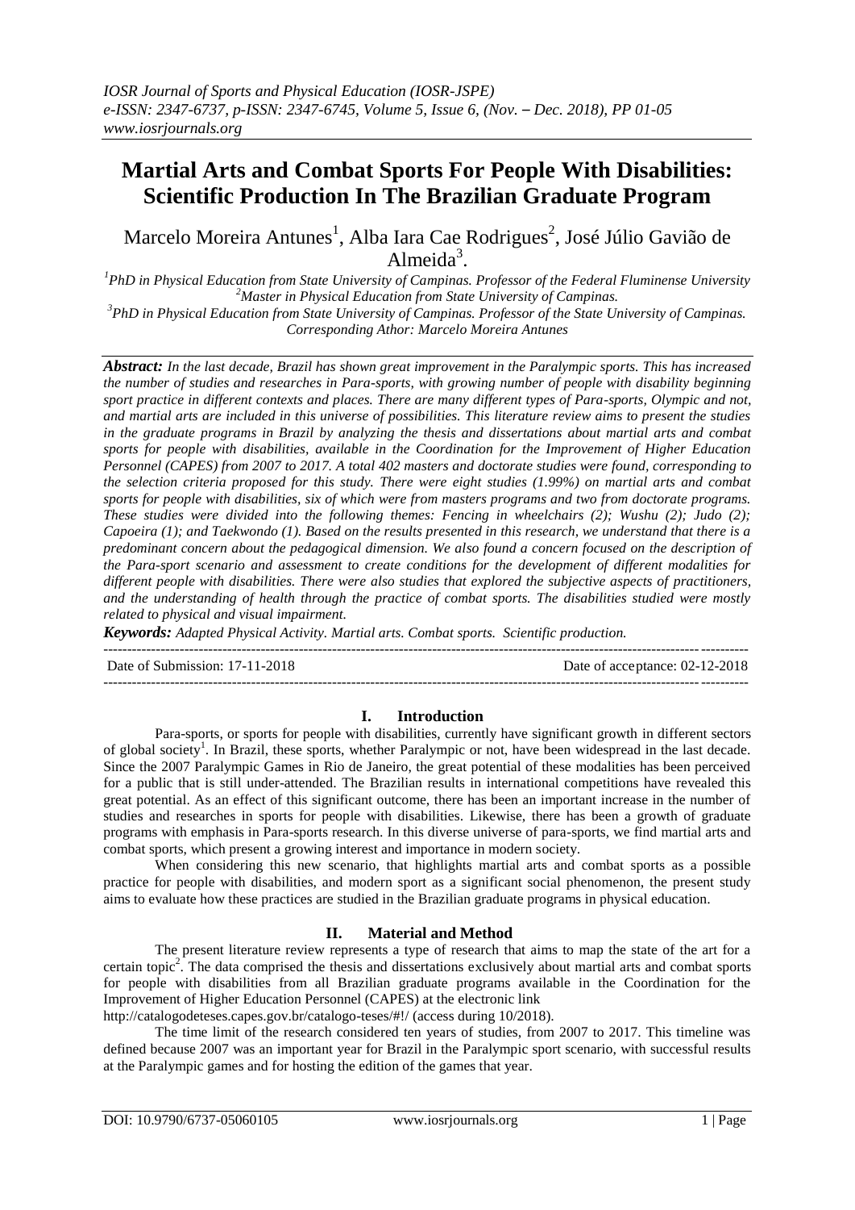# Martial Arts and Combat Sports For People With Disabilities: Scientific Production In The Brazilian Graduate Program

Marcelo Moreira Antunes[1], Alba Iara Cae Rodrigues[2], José Júlio Gavião de Almeida[3].

[1]PhD in Physical Education from State University of Campinas. Professor of the Federal Fluminense University
[2]Master in Physical Education from State University of Campinas.
[3]PhD in Physical Education from State University of Campinas. Professor of the State University of Campinas.
Corresponding Athor: Marcelo Moreira Antunes

***Abstract:*** *In the last decade, Brazil has shown great improvement in the Paralympic sports. This has increased the number of studies and researches in Para-sports, with growing number of people with disability beginning sport practice in different contexts and places. There are many different types of Para-sports, Olympic and not, and martial arts are included in this universe of possibilities. This literature review aims to present the studies in the graduate programs in Brazil by analyzing the thesis and dissertations about martial arts and combat sports for people with disabilities, available in the Coordination for the Improvement of Higher Education Personnel (CAPES) from 2007 to 2017. A total 402 masters and doctorate studies were found, corresponding to the selection criteria proposed for this study. There were eight studies (1.99%) on martial arts and combat sports for people with disabilities, six of which were from masters programs and two from doctorate programs. These studies were divided into the following themes: Fencing in wheelchairs (2); Wushu (2); Judo (2); Capoeira (1); and Taekwondo (1). Based on the results presented in this research, we understand that there is a predominant concern about the pedagogical dimension. We also found a concern focused on the description of the Para-sport scenario and assessment to create conditions for the development of different modalities for different people with disabilities. There were also studies that explored the subjective aspects of practitioners, and the understanding of health through the practice of combat sports. The disabilities studied were mostly related to physical and visual impairment.*

***Keywords:*** *Adapted Physical Activity. Martial arts. Combat sports. Scientific production.*

---

Date of Submission: 17-11-2018 Date of acceptance: 02-12-2018

---

## I. Introduction

Para-sports, or sports for people with disabilities, currently have significant growth in different sectors of global society[1]. In Brazil, these sports, whether Paralympic or not, have been widespread in the last decade. Since the 2007 Paralympic Games in Rio de Janeiro, the great potential of these modalities has been perceived for a public that is still under-attended. The Brazilian results in international competitions have revealed this great potential. As an effect of this significant outcome, there has been an important increase in the number of studies and researches in sports for people with disabilities. Likewise, there has been a growth of graduate programs with emphasis in Para-sports research. In this diverse universe of para-sports, we find martial arts and combat sports, which present a growing interest and importance in modern society.

When considering this new scenario, that highlights martial arts and combat sports as a possible practice for people with disabilities, and modern sport as a significant social phenomenon, the present study aims to evaluate how these practices are studied in the Brazilian graduate programs in physical education.

## II. Material and Method

The present literature review represents a type of research that aims to map the state of the art for a certain topic[2]. The data comprised the thesis and dissertations exclusively about martial arts and combat sports for people with disabilities from all Brazilian graduate programs available in the Coordination for the Improvement of Higher Education Personnel (CAPES) at the electronic link http://catalogodeteses.capes.gov.br/catalogo-teses/#!/ (access during 10/2018).

The time limit of the research considered ten years of studies, from 2007 to 2017. This timeline was defined because 2007 was an important year for Brazil in the Paralympic sport scenario, with successful results at the Paralympic games and for hosting the edition of the games that year.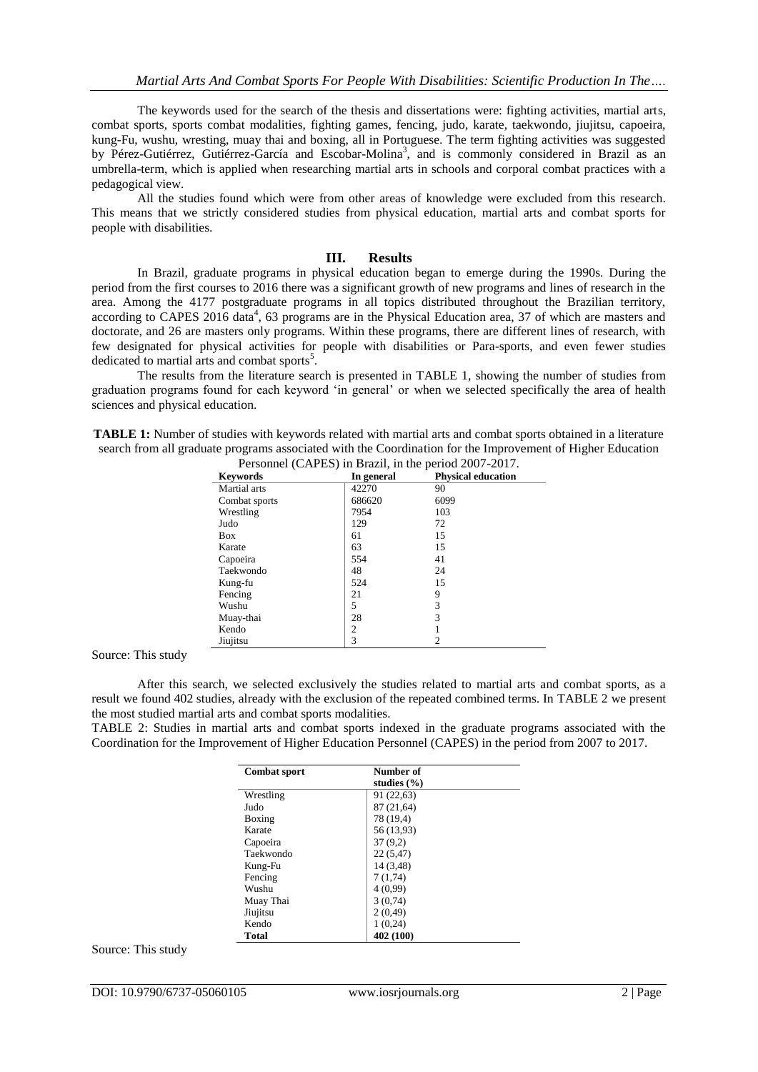The keywords used for the search of the thesis and dissertations were: fighting activities, martial arts, combat sports, sports combat modalities, fighting games, fencing, judo, karate, taekwondo, jiujitsu, capoeira, kung-Fu, wushu, wresting, muay thai and boxing, all in Portuguese. The term fighting activities was suggested by Pérez-Gutiérrez, Gutiérrez-García and Escobar-Molina[3], and is commonly considered in Brazil as an umbrella-term, which is applied when researching martial arts in schools and corporal combat practices with a pedagogical view.

All the studies found which were from other areas of knowledge were excluded from this research. This means that we strictly considered studies from physical education, martial arts and combat sports for people with disabilities.

## III. Results

In Brazil, graduate programs in physical education began to emerge during the 1990s. During the period from the first courses to 2016 there was a significant growth of new programs and lines of research in the area. Among the 4177 postgraduate programs in all topics distributed throughout the Brazilian territory, according to CAPES 2016 data[4], 63 programs are in the Physical Education area, 37 of which are masters and doctorate, and 26 are masters only programs. Within these programs, there are different lines of research, with few designated for physical activities for people with disabilities or Para-sports, and even fewer studies dedicated to martial arts and combat sports[5].

The results from the literature search is presented in TABLE 1, showing the number of studies from graduation programs found for each keyword 'in general' or when we selected specifically the area of health sciences and physical education.

**TABLE 1:** Number of studies with keywords related with martial arts and combat sports obtained in a literature search from all graduate programs associated with the Coordination for the Improvement of Higher Education Personnel (CAPES) in Brazil, in the period 2007-2017.

| Keywords | In general | Physical education |
|---|---|---|
| Martial arts | 42270 | 90 |
| Combat sports | 686620 | 6099 |
| Wrestling | 7954 | 103 |
| Judo | 129 | 72 |
| Box | 61 | 15 |
| Karate | 63 | 15 |
| Capoeira | 554 | 41 |
| Taekwondo | 48 | 24 |
| Kung-fu | 524 | 15 |
| Fencing | 21 | 9 |
| Wushu | 5 | 3 |
| Muay-thai | 28 | 3 |
| Kendo | 2 | 1 |
| Jiujitsu | 3 | 2 |

Source: This study

After this search, we selected exclusively the studies related to martial arts and combat sports, as a result we found 402 studies, already with the exclusion of the repeated combined terms. In TABLE 2 we present the most studied martial arts and combat sports modalities.

TABLE 2: Studies in martial arts and combat sports indexed in the graduate programs associated with the Coordination for the Improvement of Higher Education Personnel (CAPES) in the period from 2007 to 2017.

| Combat sport | Number of studies (%) |
|---|---|
| Wrestling | 91 (22,63) |
| Judo | 87 (21,64) |
| Boxing | 78 (19,4) |
| Karate | 56 (13,93) |
| Capoeira | 37 (9,2) |
| Taekwondo | 22 (5,47) |
| Kung-Fu | 14 (3,48) |
| Fencing | 7 (1,74) |
| Wushu | 4 (0,99) |
| Muay Thai | 3 (0,74) |
| Jiujitsu | 2 (0,49) |
| Kendo | 1 (0,24) |
| **Total** | **402 (100)** |

Source: This study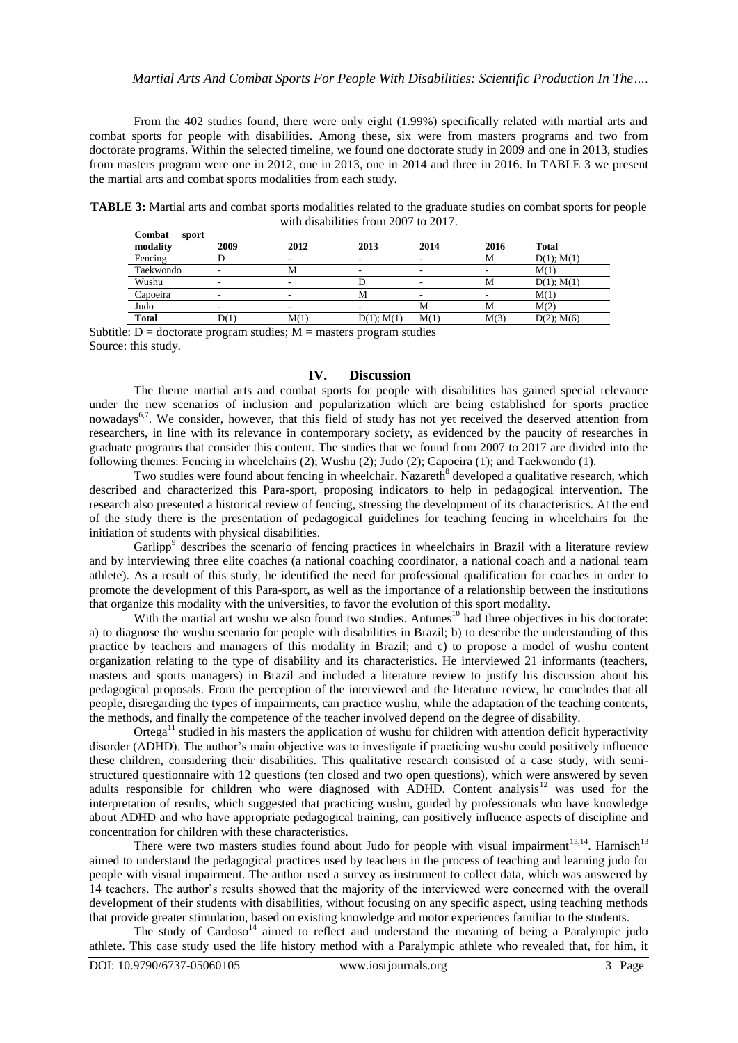From the 402 studies found, there were only eight (1.99%) specifically related with martial arts and combat sports for people with disabilities. Among these, six were from masters programs and two from doctorate programs. Within the selected timeline, we found one doctorate study in 2009 and one in 2013, studies from masters program were one in 2012, one in 2013, one in 2014 and three in 2016. In TABLE 3 we present the martial arts and combat sports modalities from each study.

**TABLE 3:** Martial arts and combat sports modalities related to the graduate studies on combat sports for people with disabilities from 2007 to 2017.

| Combat sport modality | 2009 | 2012 | 2013 | 2014 | 2016 | Total |
|---|---|---|---|---|---|---|
| Fencing | D | - | - | - | M | D(1); M(1) |
| Taekwondo | - | M | - | - | - | M(1) |
| Wushu | - | - | D | - | M | D(1); M(1) |
| Capoeira | - | - | M | - | - | M(1) |
| Judo | - | - | - | M | M | M(2) |
| **Total** | D(1) | M(1) | D(1); M(1) | M(1) | M(3) | D(2); M(6) |

Subtitle: D = doctorate program studies; M = masters program studies
Source: this study.

## IV. Discussion

The theme martial arts and combat sports for people with disabilities has gained special relevance under the new scenarios of inclusion and popularization which are being established for sports practice nowadays[6,7]. We consider, however, that this field of study has not yet received the deserved attention from researchers, in line with its relevance in contemporary society, as evidenced by the paucity of researches in graduate programs that consider this content. The studies that we found from 2007 to 2017 are divided into the following themes: Fencing in wheelchairs (2); Wushu (2); Judo (2); Capoeira (1); and Taekwondo (1).

Two studies were found about fencing in wheelchair. Nazareth[8] developed a qualitative research, which described and characterized this Para-sport, proposing indicators to help in pedagogical intervention. The research also presented a historical review of fencing, stressing the development of its characteristics. At the end of the study there is the presentation of pedagogical guidelines for teaching fencing in wheelchairs for the initiation of students with physical disabilities.

Garlipp[9] describes the scenario of fencing practices in wheelchairs in Brazil with a literature review and by interviewing three elite coaches (a national coaching coordinator, a national coach and a national team athlete). As a result of this study, he identified the need for professional qualification for coaches in order to promote the development of this Para-sport, as well as the importance of a relationship between the institutions that organize this modality with the universities, to favor the evolution of this sport modality.

With the martial art wushu we also found two studies. Antunes[10] had three objectives in his doctorate: a) to diagnose the wushu scenario for people with disabilities in Brazil; b) to describe the understanding of this practice by teachers and managers of this modality in Brazil; and c) to propose a model of wushu content organization relating to the type of disability and its characteristics. He interviewed 21 informants (teachers, masters and sports managers) in Brazil and included a literature review to justify his discussion about his pedagogical proposals. From the perception of the interviewed and the literature review, he concludes that all people, disregarding the types of impairments, can practice wushu, while the adaptation of the teaching contents, the methods, and finally the competence of the teacher involved depend on the degree of disability.

Ortega[11] studied in his masters the application of wushu for children with attention deficit hyperactivity disorder (ADHD). The author's main objective was to investigate if practicing wushu could positively influence these children, considering their disabilities. This qualitative research consisted of a case study, with semi-structured questionnaire with 12 questions (ten closed and two open questions), which were answered by seven adults responsible for children who were diagnosed with ADHD. Content analysis[12] was used for the interpretation of results, which suggested that practicing wushu, guided by professionals who have knowledge about ADHD and who have appropriate pedagogical training, can positively influence aspects of discipline and concentration for children with these characteristics.

There were two masters studies found about Judo for people with visual impairment[13,14]. Harnisch[13] aimed to understand the pedagogical practices used by teachers in the process of teaching and learning judo for people with visual impairment. The author used a survey as instrument to collect data, which was answered by 14 teachers. The author's results showed that the majority of the interviewed were concerned with the overall development of their students with disabilities, without focusing on any specific aspect, using teaching methods that provide greater stimulation, based on existing knowledge and motor experiences familiar to the students.

The study of Cardoso[14] aimed to reflect and understand the meaning of being a Paralympic judo athlete. This case study used the life history method with a Paralympic athlete who revealed that, for him, it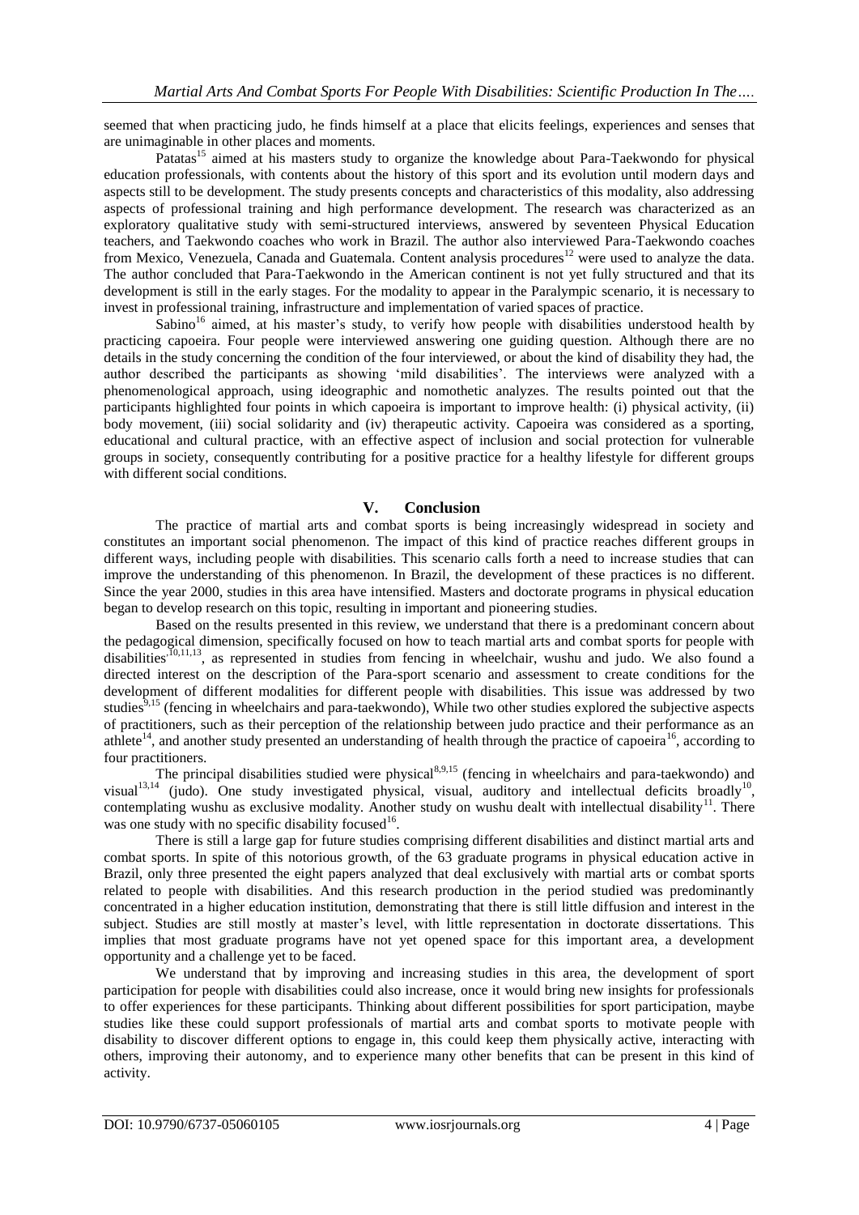seemed that when practicing judo, he finds himself at a place that elicits feelings, experiences and senses that are unimaginable in other places and moments.

Patatas[15] aimed at his masters study to organize the knowledge about Para-Taekwondo for physical education professionals, with contents about the history of this sport and its evolution until modern days and aspects still to be development. The study presents concepts and characteristics of this modality, also addressing aspects of professional training and high performance development. The research was characterized as an exploratory qualitative study with semi-structured interviews, answered by seventeen Physical Education teachers, and Taekwondo coaches who work in Brazil. The author also interviewed Para-Taekwondo coaches from Mexico, Venezuela, Canada and Guatemala. Content analysis procedures[12] were used to analyze the data. The author concluded that Para-Taekwondo in the American continent is not yet fully structured and that its development is still in the early stages. For the modality to appear in the Paralympic scenario, it is necessary to invest in professional training, infrastructure and implementation of varied spaces of practice.

Sabino[16] aimed, at his master's study, to verify how people with disabilities understood health by practicing capoeira. Four people were interviewed answering one guiding question. Although there are no details in the study concerning the condition of the four interviewed, or about the kind of disability they had, the author described the participants as showing 'mild disabilities'. The interviews were analyzed with a phenomenological approach, using ideographic and nomothetic analyzes. The results pointed out that the participants highlighted four points in which capoeira is important to improve health: (i) physical activity, (ii) body movement, (iii) social solidarity and (iv) therapeutic activity. Capoeira was considered as a sporting, educational and cultural practice, with an effective aspect of inclusion and social protection for vulnerable groups in society, consequently contributing for a positive practice for a healthy lifestyle for different groups with different social conditions.

## V. Conclusion

The practice of martial arts and combat sports is being increasingly widespread in society and constitutes an important social phenomenon. The impact of this kind of practice reaches different groups in different ways, including people with disabilities. This scenario calls forth a need to increase studies that can improve the understanding of this phenomenon. In Brazil, the development of these practices is no different. Since the year 2000, studies in this area have intensified. Masters and doctorate programs in physical education began to develop research on this topic, resulting in important and pioneering studies.

Based on the results presented in this review, we understand that there is a predominant concern about the pedagogical dimension, specifically focused on how to teach martial arts and combat sports for people with disabilities[10,11,13], as represented in studies from fencing in wheelchair, wushu and judo. We also found a directed interest on the description of the Para-sport scenario and assessment to create conditions for the development of different modalities for different people with disabilities. This issue was addressed by two studies[9,15] (fencing in wheelchairs and para-taekwondo), While two other studies explored the subjective aspects of practitioners, such as their perception of the relationship between judo practice and their performance as an athlete[14], and another study presented an understanding of health through the practice of capoeira[16], according to four practitioners.

The principal disabilities studied were physical[8,9,15] (fencing in wheelchairs and para-taekwondo) and visual[13,14] (judo). One study investigated physical, visual, auditory and intellectual deficits broadly[10], contemplating wushu as exclusive modality. Another study on wushu dealt with intellectual disability[11]. There was one study with no specific disability focused[16].

There is still a large gap for future studies comprising different disabilities and distinct martial arts and combat sports. In spite of this notorious growth, of the 63 graduate programs in physical education active in Brazil, only three presented the eight papers analyzed that deal exclusively with martial arts or combat sports related to people with disabilities. And this research production in the period studied was predominantly concentrated in a higher education institution, demonstrating that there is still little diffusion and interest in the subject. Studies are still mostly at master's level, with little representation in doctorate dissertations. This implies that most graduate programs have not yet opened space for this important area, a development opportunity and a challenge yet to be faced.

We understand that by improving and increasing studies in this area, the development of sport participation for people with disabilities could also increase, once it would bring new insights for professionals to offer experiences for these participants. Thinking about different possibilities for sport participation, maybe studies like these could support professionals of martial arts and combat sports to motivate people with disability to discover different options to engage in, this could keep them physically active, interacting with others, improving their autonomy, and to experience many other benefits that can be present in this kind of activity.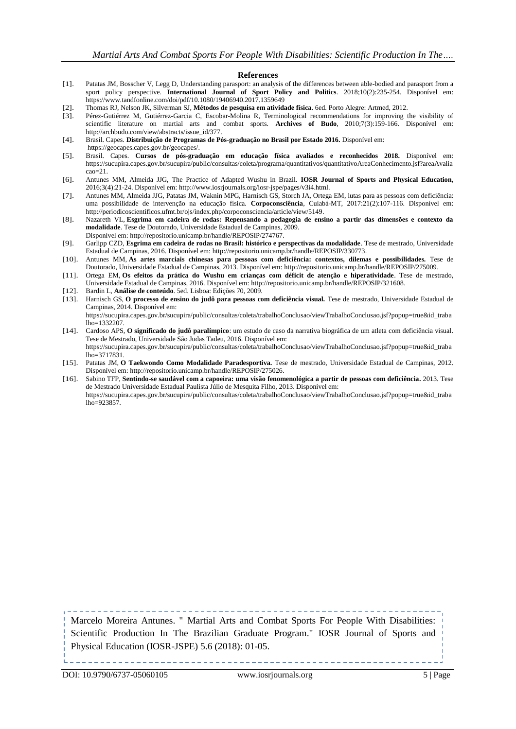## References

[1]. Patatas JM, Bosscher V, Legg D, Understanding parasport: an analysis of the differences between able-bodied and parasport from a sport policy perspective. **International Journal of Sport Policy and Politics**. 2018;10(2):235-254. Disponível em: https://www.tandfonline.com/doi/pdf/10.1080/19406940.2017.1359649

[2]. Thomas RJ, Nelson JK, Silverman SJ, **Métodos de pesquisa em atividade física**. 6ed. Porto Alegre: Artmed, 2012.

[3]. Pérez-Gutiérrez M, Gutiérrez-Garcia C, Escobar-Molina R, Terminological recommendations for improving the visibility of scientific literature on martial arts and combat sports. **Archives of Budo**, 2010;7(3):159-166. Disponível em: http://archbudo.com/view/abstracts/issue_id/377.

[4]. Brasil. Capes. **Distribuição de Programas de Pós-graduação no Brasil por Estado 2016.** Disponível em: https://geocapes.capes.gov.br/geocapes/.

[5]. Brasil. Capes. **Cursos de pós-graduação em educação física avaliados e reconhecidos 2018.** Disponível em: https://sucupira.capes.gov.br/sucupira/public/consultas/coleta/programa/quantitativos/quantitativoAreaConhecimento.jsf?areaAvaliacao=21.

[6]. Antunes MM, Almeida JJG, The Practice of Adapted Wushu in Brazil. **IOSR Journal of Sports and Physical Education,** 2016;3(4):21-24. Disponível em: http://www.iosrjournals.org/iosr-jspe/pages/v3i4.html.

[7]. Antunes MM, Almeida JJG, Patatas JM, Waknin MPG, Harnisch GS, Storch JA, Ortega EM, lutas para as pessoas com deficiência: uma possibilidade de intervenção na educação física. **Corpoconsciência**, Cuiabá-MT, 2017:21(2):107-116. Disponível em: http://periodicoscientificos.ufmt.br/ojs/index.php/corpoconsciencia/article/view/5149.

[8]. Nazareth VL, **Esgrima em cadeira de rodas: Repensando a pedagogia de ensino a partir das dimensões e contexto da modalidade**. Tese de Doutorado, Universidade Estadual de Campinas, 2009. Disponível em: http://repositorio.unicamp.br/handle/REPOSIP/274767.

[9]. Garlipp CZD, **Esgrima em cadeira de rodas no Brasil: histórico e perspectivas da modalidade**. Tese de mestrado, Universidade Estadual de Campinas, 2016. Disponível em: http://repositorio.unicamp.br/handle/REPOSIP/330773.

[10]. Antunes MM, **As artes marciais chinesas para pessoas com deficiência: contextos, dilemas e possibilidades.** Tese de Doutorado, Universidade Estadual de Campinas, 2013. Disponível em: http://repositorio.unicamp.br/handle/REPOSIP/275009.

[11]. Ortega EM, **Os efeitos da prática do Wushu em crianças com déficit de atenção e hiperatividade**. Tese de mestrado, Universidade Estadual de Campinas, 2016. Disponível em: http://repositorio.unicamp.br/handle/REPOSIP/321608.

[12]. Bardin L, **Análise de conteúdo**. 5ed. Lisboa: Edições 70, 2009.

[13]. Harnisch GS, **O processo de ensino do judô para pessoas com deficiência visual.** Tese de mestrado, Universidade Estadual de Campinas, 2014. Disponível em: https://sucupira.capes.gov.br/sucupira/public/consultas/coleta/trabalhoConclusao/viewTrabalhoConclusao.jsf?popup=true&id_trabalho=1332207.

[14]. Cardoso APS, **O significado do judô paralímpico**: um estudo de caso da narrativa biográfica de um atleta com deficiência visual. Tese de Mestrado, Universidade São Judas Tadeu, 2016. Disponível em: https://sucupira.capes.gov.br/sucupira/public/consultas/coleta/trabalhoConclusao/viewTrabalhoConclusao.jsf?popup=true&id_trabalho=3717831.

[15]. Patatas JM, **O Taekwondo Como Modalidade Paradesportiva.** Tese de mestrado, Universidade Estadual de Campinas, 2012. Disponível em: http://repositorio.unicamp.br/handle/REPOSIP/275026.

[16]. Sabino TFP, **Sentindo-se saudável com a capoeira: uma visão fenomenológica a partir de pessoas com deficiência.** 2013. Tese de Mestrado Universidade Estadual Paulista Júlio de Mesquita Filho, 2013. Disponível em: https://sucupira.capes.gov.br/sucupira/public/consultas/coleta/trabalhoConclusao/viewTrabalhoConclusao.jsf?popup=true&id_trabalho=923857.

Marcelo Moreira Antunes. " Martial Arts and Combat Sports For People With Disabilities: Scientific Production In The Brazilian Graduate Program." IOSR Journal of Sports and Physical Education (IOSR-JSPE) 5.6 (2018): 01-05.